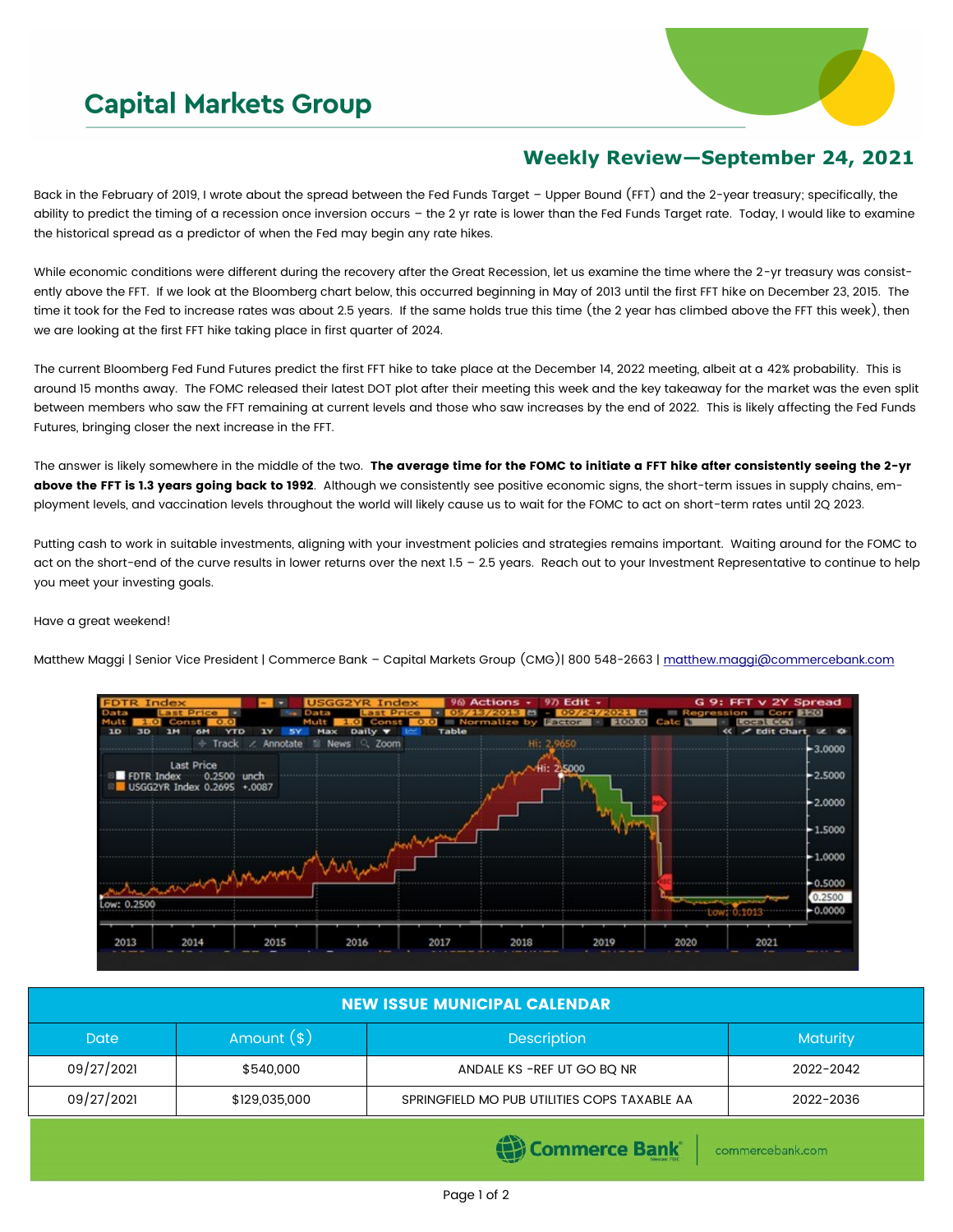# Capital Markets Group

## Weekly Review—September 24, 2021

Back in the February of 2019, I wrote about the spread between the Fed Funds Target – Upper Bound (FFT) and the 2-year treasury; specifically, the ability to predict the timing of a recession once inversion occurs – the 2 yr rate is lower than the Fed Funds Target rate. Today, I would like to examine the historical spread as a predictor of when the Fed may begin any rate hikes.

While economic conditions were different during the recovery after the Great Recession, let us examine the time where the 2-yr treasury was consistently above the FFT. If we look at the Bloomberg chart below, this occurred beginning in May of 2013 until the first FFT hike on December 23, 2015. The time it took for the Fed to increase rates was about 2.5 years. If the same holds true this time (the 2 year has climbed above the FFT this week), then we are looking at the first FFT hike taking place in first quarter of 2024.

The current Bloomberg Fed Fund Futures predict the first FFT hike to take place at the December 14, 2022 meeting, albeit at a 42% probability. This is around 15 months away. The FOMC released their latest DOT plot after their meeting this week and the key takeaway for the market was the even split between members who saw the FFT remaining at current levels and those who saw increases by the end of 2022. This is likely affecting the Fed Funds Futures, bringing closer the next increase in the FFT.

The answer is likely somewhere in the middle of the two. **The average time for the FOMC to initiate a FFT hike after consistently seeing the 2-yr above the FFT is 1.3 years going back to 1992**. Although we consistently see positive economic signs, the short-term issues in supply chains, employment levels, and vaccination levels throughout the world will likely cause us to wait for the FOMC to act on short-term rates until 2Q 2023.

Putting cash to work in suitable investments, aligning with your investment policies and strategies remains important. Waiting around for the FOMC to act on the short-end of the curve results in lower returns over the next 1.5 – 2.5 years. Reach out to your Investment Representative to continue to help you meet your investing goals.

Have a great weekend!

Matthew Maggi | Senior Vice President | Commerce Bank – Capital Markets Group (CMG)| 800 548-2663 | matthew.maggi@commercebank.com

| NEW ISSUE MUNICIPAL CALENDAR | | | |
|---|---|---|---|
| Date | Amount ($) | Description | Maturity |
| 09/27/2021 | $540,000 | ANDALE KS -REF UT GO BQ NR | 2022-2042 |
| 09/27/2021 | $129,035,000 | SPRINGFIELD MO PUB UTILITIES COPS TAXABLE AA | 2022-2036 |

Commerce Bank | commercebank.com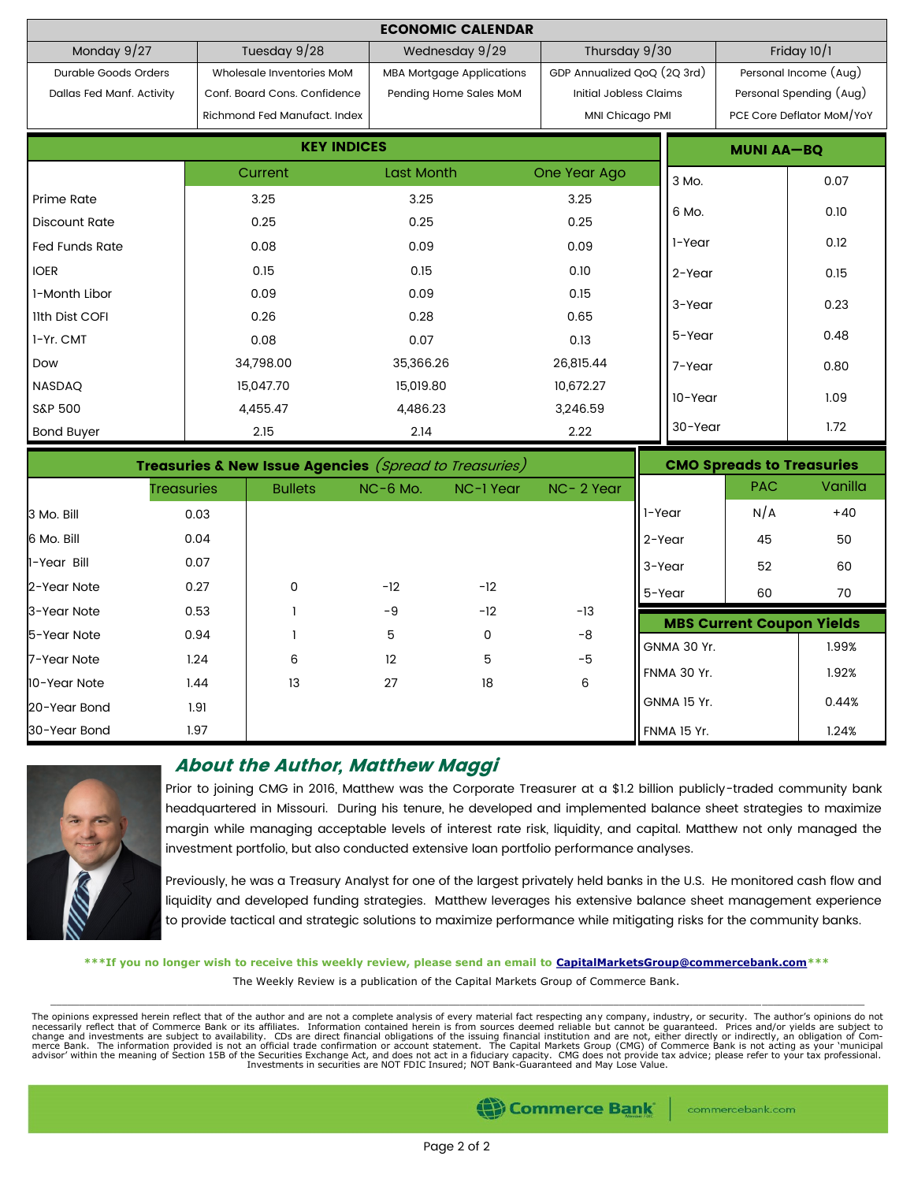## ECONOMIC CALENDAR

| Monday 9/27 | Tuesday 9/28 | Wednesday 9/29 | Thursday 9/30 | Friday 10/1 |
|---|---|---|---|---|
| Durable Goods Orders | Wholesale Inventories MoM | MBA Mortgage Applications | GDP Annualized QoQ (2Q 3rd) | Personal Income (Aug) |
| Dallas Fed Manf. Activity | Conf. Board Cons. Confidence | Pending Home Sales MoM | Initial Jobless Claims | Personal Spending (Aug) |
| | Richmond Fed Manufact. Index | | MNI Chicago PMI | PCE Core Deflator MoM/YoY |

## KEY INDICES

| | Current | Last Month | One Year Ago |
|---|---|---|---|
| Prime Rate | 3.25 | 3.25 | 3.25 |
| Discount Rate | 0.25 | 0.25 | 0.25 |
| Fed Funds Rate | 0.08 | 0.09 | 0.09 |
| IOER | 0.15 | 0.15 | 0.10 |
| 1-Month Libor | 0.09 | 0.09 | 0.15 |
| 11th Dist COFI | 0.26 | 0.28 | 0.65 |
| 1-Yr. CMT | 0.08 | 0.07 | 0.13 |
| Dow | 34,798.00 | 35,366.26 | 26,815.44 |
| NASDAQ | 15,047.70 | 15,019.80 | 10,672.27 |
| S&P 500 | 4,455.47 | 4,486.23 | 3,246.59 |
| Bond Buyer | 2.15 | 2.14 | 2.22 |

## MUNI AA—BQ

| | |
|---|---|
| 3 Mo. | 0.07 |
| 6 Mo. | 0.10 |
| 1-Year | 0.12 |
| 2-Year | 0.15 |
| 3-Year | 0.23 |
| 5-Year | 0.48 |
| 7-Year | 0.80 |
| 10-Year | 1.09 |
| 30-Year | 1.72 |

## Treasuries & New Issue Agencies *(Spread to Treasuries)*

| | Treasuries | Bullets | NC-6 Mo. | NC-1 Year | NC- 2 Year |
|---|---|---|---|---|---|
| 3 Mo. Bill | 0.03 | | | | |
| 6 Mo. Bill | 0.04 | | | | |
| 1-Year Bill | 0.07 | | | | |
| 2-Year Note | 0.27 | 0 | -12 | -12 | |
| 3-Year Note | 0.53 | 1 | -9 | -12 | -13 |
| 5-Year Note | 0.94 | 1 | 5 | 0 | -8 |
| 7-Year Note | 1.24 | 6 | 12 | 5 | -5 |
| 10-Year Note | 1.44 | 13 | 27 | 18 | 6 |
| 20-Year Bond | 1.91 | | | | |
| 30-Year Bond | 1.97 | | | | |

## CMO Spreads to Treasuries

| | PAC | Vanilla |
|---|---|---|
| 1-Year | N/A | +40 |
| 2-Year | 45 | 50 |
| 3-Year | 52 | 60 |
| 5-Year | 60 | 70 |

## MBS Current Coupon Yields

| | |
|---|---|
| GNMA 30 Yr. | 1.99% |
| FNMA 30 Yr. | 1.92% |
| GNMA 15 Yr. | 0.44% |
| FNMA 15 Yr. | 1.24% |

## *About the Author, Matthew Maggi*

Prior to joining CMG in 2016, Matthew was the Corporate Treasurer at a $1.2 billion publicly-traded community bank headquartered in Missouri. During his tenure, he developed and implemented balance sheet strategies to maximize margin while managing acceptable levels of interest rate risk, liquidity, and capital. Matthew not only managed the investment portfolio, but also conducted extensive loan portfolio performance analyses.

Previously, he was a Treasury Analyst for one of the largest privately held banks in the U.S. He monitored cash flow and liquidity and developed funding strategies. Matthew leverages his extensive balance sheet management experience to provide tactical and strategic solutions to maximize performance while mitigating risks for the community banks.

**\*\*\*If you no longer wish to receive this weekly review, please send an email to CapitalMarketsGroup@commercebank.com\*\*\***

The Weekly Review is a publication of the Capital Markets Group of Commerce Bank.

The opinions expressed herein reflect that of the author and are not a complete analysis of every material fact respecting any company, industry, or security. The author's opinions do not necessarily reflect that of Commerce Bank or its affiliates. Information contained herein is from sources deemed reliable but cannot be guaranteed. Prices and/or yields are subject to change and investments are subject to availability. CDs are direct financial obligations of the issuing financial institution and are not, either directly or indirectly, an obligation of Commerce Bank. The information provided is not an official trade confirmation or account statement. The Capital Markets Group (CMG) of Commerce Bank is not acting as your 'municipal advisor' within the meaning of Section 15B of the Securities Exchange Act, and does not act in a fiduciary capacity. CMG does not provide tax advice; please refer to your tax professional. Investments in securities are NOT FDIC Insured; NOT Bank-Guaranteed and May Lose Value.

Commerce Bank | commercebank.com